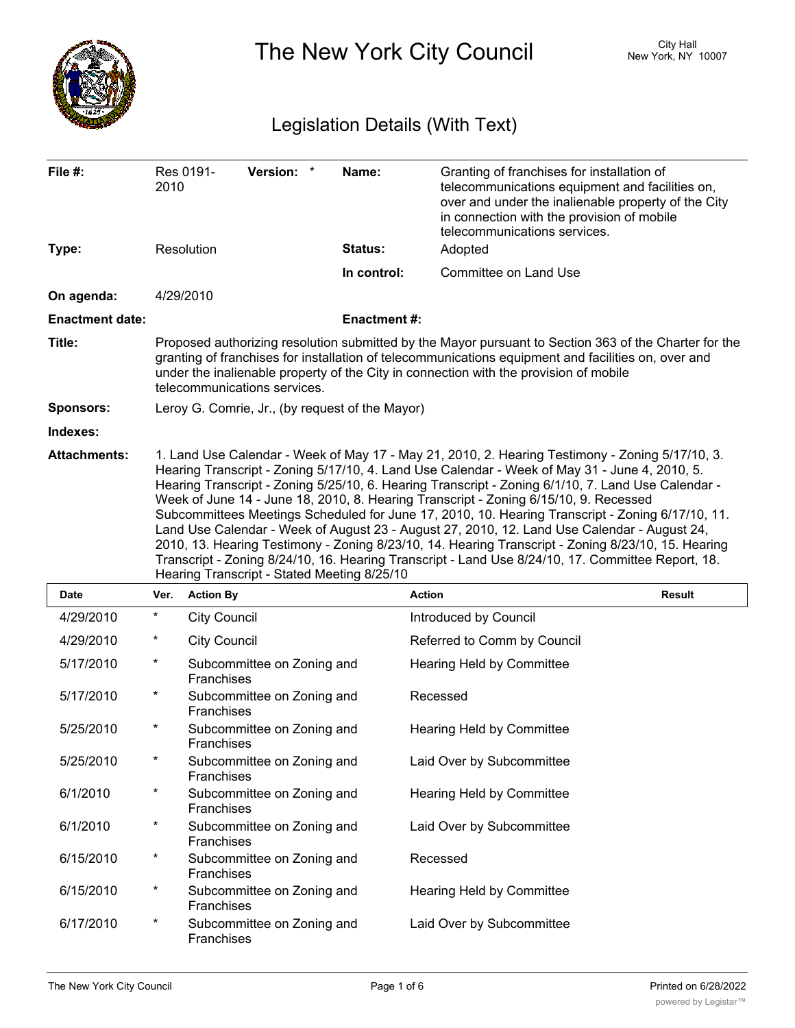# The New York City Council

City Hall
New York, NY 10007

## Legislation Details (With Text)

| | | | |
|---|---|---|---|
| **File #:** | Res 0191-2010 **Version:** * | **Name:** | Granting of franchises for installation of telecommunications equipment and facilities on, over and under the inalienable property of the City in connection with the provision of mobile telecommunications services. |
| **Type:** | Resolution | **Status:** | Adopted |
| | | **In control:** | Committee on Land Use |
| **On agenda:** | 4/29/2010 | | |
| **Enactment date:** | | **Enactment #:** | |

**Title:** Proposed authorizing resolution submitted by the Mayor pursuant to Section 363 of the Charter for the granting of franchises for installation of telecommunications equipment and facilities on, over and under the inalienable property of the City in connection with the provision of mobile telecommunications services.

**Sponsors:** Leroy G. Comrie, Jr., (by request of the Mayor)

**Indexes:**

**Attachments:** 1. Land Use Calendar - Week of May 17 - May 21, 2010, 2. Hearing Testimony - Zoning 5/17/10, 3. Hearing Transcript - Zoning 5/17/10, 4. Land Use Calendar - Week of May 31 - June 4, 2010, 5. Hearing Transcript - Zoning 5/25/10, 6. Hearing Transcript - Zoning 6/1/10, 7. Land Use Calendar - Week of June 14 - June 18, 2010, 8. Hearing Transcript - Zoning 6/15/10, 9. Recessed Subcommittees Meetings Scheduled for June 17, 2010, 10. Hearing Transcript - Zoning 6/17/10, 11. Land Use Calendar - Week of August 23 - August 27, 2010, 12. Land Use Calendar - August 24, 2010, 13. Hearing Testimony - Zoning 8/23/10, 14. Hearing Transcript - Zoning 8/23/10, 15. Hearing Transcript - Zoning 8/24/10, 16. Hearing Transcript - Land Use 8/24/10, 17. Committee Report, 18. Hearing Transcript - Stated Meeting 8/25/10

| Date | Ver. | Action By | Action | Result |
|---|---|---|---|---|
| 4/29/2010 | * | City Council | Introduced by Council | |
| 4/29/2010 | * | City Council | Referred to Comm by Council | |
| 5/17/2010 | * | Subcommittee on Zoning and Franchises | Hearing Held by Committee | |
| 5/17/2010 | * | Subcommittee on Zoning and Franchises | Recessed | |
| 5/25/2010 | * | Subcommittee on Zoning and Franchises | Hearing Held by Committee | |
| 5/25/2010 | * | Subcommittee on Zoning and Franchises | Laid Over by Subcommittee | |
| 6/1/2010 | * | Subcommittee on Zoning and Franchises | Hearing Held by Committee | |
| 6/1/2010 | * | Subcommittee on Zoning and Franchises | Laid Over by Subcommittee | |
| 6/15/2010 | * | Subcommittee on Zoning and Franchises | Recessed | |
| 6/15/2010 | * | Subcommittee on Zoning and Franchises | Hearing Held by Committee | |
| 6/17/2010 | * | Subcommittee on Zoning and Franchises | Laid Over by Subcommittee | |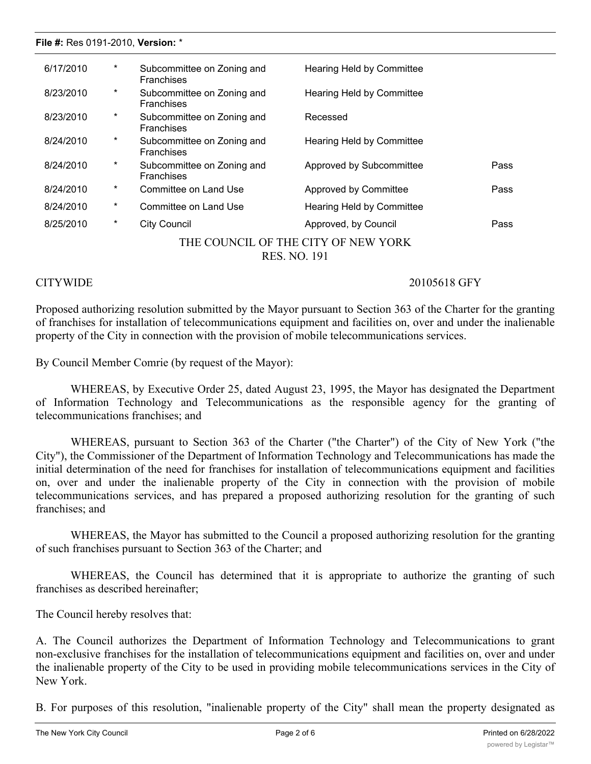| 6/17/2010 | * | Subcommittee on Zoning and Franchises | Hearing Held by Committee | |
|---|---|---|---|---|
| 8/23/2010 | * | Subcommittee on Zoning and Franchises | Hearing Held by Committee | |
| 8/23/2010 | * | Subcommittee on Zoning and Franchises | Recessed | |
| 8/24/2010 | * | Subcommittee on Zoning and Franchises | Hearing Held by Committee | |
| 8/24/2010 | * | Subcommittee on Zoning and Franchises | Approved by Subcommittee | Pass |
| 8/24/2010 | * | Committee on Land Use | Approved by Committee | Pass |
| 8/24/2010 | * | Committee on Land Use | Hearing Held by Committee | |
| 8/25/2010 | * | City Council | Approved, by Council | Pass |

THE COUNCIL OF THE CITY OF NEW YORK
RES. NO. 191

CITYWIDE 20105618 GFY

Proposed authorizing resolution submitted by the Mayor pursuant to Section 363 of the Charter for the granting of franchises for installation of telecommunications equipment and facilities on, over and under the inalienable property of the City in connection with the provision of mobile telecommunications services.

By Council Member Comrie (by request of the Mayor):

WHEREAS, by Executive Order 25, dated August 23, 1995, the Mayor has designated the Department of Information Technology and Telecommunications as the responsible agency for the granting of telecommunications franchises; and

WHEREAS, pursuant to Section 363 of the Charter ("the Charter") of the City of New York ("the City"), the Commissioner of the Department of Information Technology and Telecommunications has made the initial determination of the need for franchises for installation of telecommunications equipment and facilities on, over and under the inalienable property of the City in connection with the provision of mobile telecommunications services, and has prepared a proposed authorizing resolution for the granting of such franchises; and

WHEREAS, the Mayor has submitted to the Council a proposed authorizing resolution for the granting of such franchises pursuant to Section 363 of the Charter; and

WHEREAS, the Council has determined that it is appropriate to authorize the granting of such franchises as described hereinafter;

The Council hereby resolves that:

A. The Council authorizes the Department of Information Technology and Telecommunications to grant non-exclusive franchises for the installation of telecommunications equipment and facilities on, over and under the inalienable property of the City to be used in providing mobile telecommunications services in the City of New York.

B. For purposes of this resolution, "inalienable property of the City" shall mean the property designated as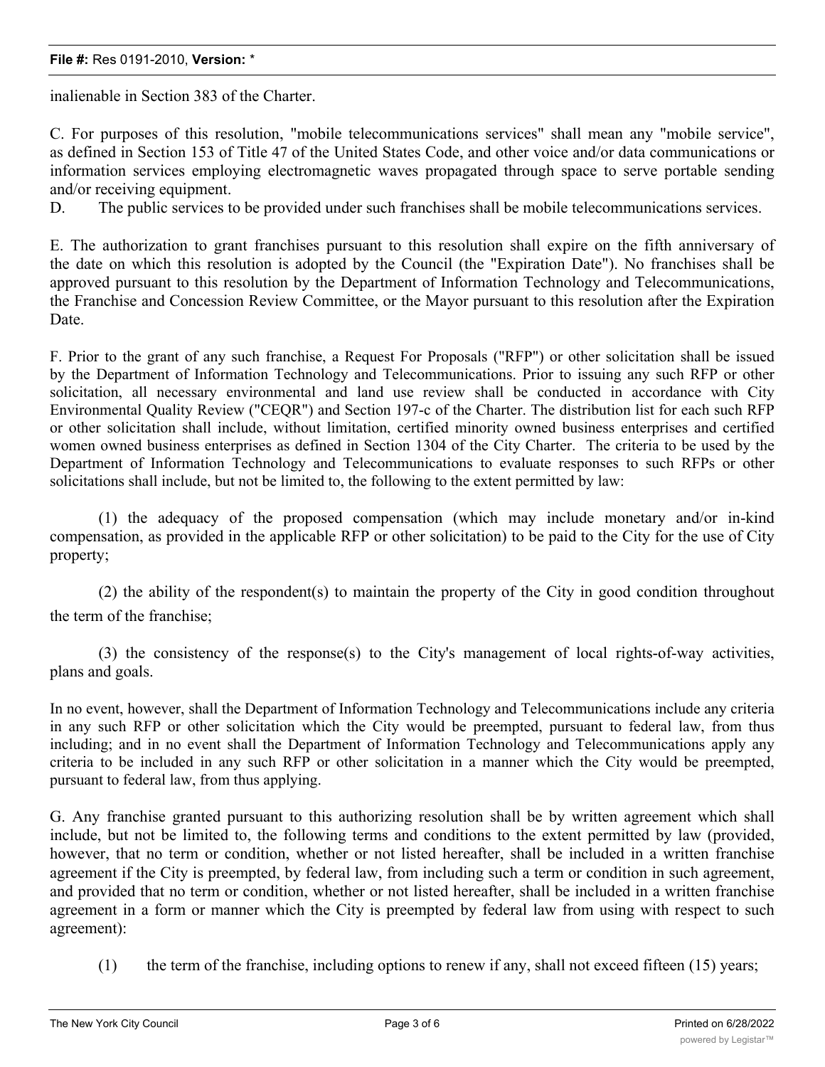inalienable in Section 383 of the Charter.

C. For purposes of this resolution, "mobile telecommunications services" shall mean any "mobile service", as defined in Section 153 of Title 47 of the United States Code, and other voice and/or data communications or information services employing electromagnetic waves propagated through space to serve portable sending and/or receiving equipment.

D. The public services to be provided under such franchises shall be mobile telecommunications services.

E. The authorization to grant franchises pursuant to this resolution shall expire on the fifth anniversary of the date on which this resolution is adopted by the Council (the "Expiration Date"). No franchises shall be approved pursuant to this resolution by the Department of Information Technology and Telecommunications, the Franchise and Concession Review Committee, or the Mayor pursuant to this resolution after the Expiration Date.

F. Prior to the grant of any such franchise, a Request For Proposals ("RFP") or other solicitation shall be issued by the Department of Information Technology and Telecommunications. Prior to issuing any such RFP or other solicitation, all necessary environmental and land use review shall be conducted in accordance with City Environmental Quality Review ("CEQR") and Section 197-c of the Charter. The distribution list for each such RFP or other solicitation shall include, without limitation, certified minority owned business enterprises and certified women owned business enterprises as defined in Section 1304 of the City Charter. The criteria to be used by the Department of Information Technology and Telecommunications to evaluate responses to such RFPs or other solicitations shall include, but not be limited to, the following to the extent permitted by law:

(1) the adequacy of the proposed compensation (which may include monetary and/or in-kind compensation, as provided in the applicable RFP or other solicitation) to be paid to the City for the use of City property;

(2) the ability of the respondent(s) to maintain the property of the City in good condition throughout the term of the franchise;

(3) the consistency of the response(s) to the City's management of local rights-of-way activities, plans and goals.

In no event, however, shall the Department of Information Technology and Telecommunications include any criteria in any such RFP or other solicitation which the City would be preempted, pursuant to federal law, from thus including; and in no event shall the Department of Information Technology and Telecommunications apply any criteria to be included in any such RFP or other solicitation in a manner which the City would be preempted, pursuant to federal law, from thus applying.

G. Any franchise granted pursuant to this authorizing resolution shall be by written agreement which shall include, but not be limited to, the following terms and conditions to the extent permitted by law (provided, however, that no term or condition, whether or not listed hereafter, shall be included in a written franchise agreement if the City is preempted, by federal law, from including such a term or condition in such agreement, and provided that no term or condition, whether or not listed hereafter, shall be included in a written franchise agreement in a form or manner which the City is preempted by federal law from using with respect to such agreement):

(1) the term of the franchise, including options to renew if any, shall not exceed fifteen (15) years;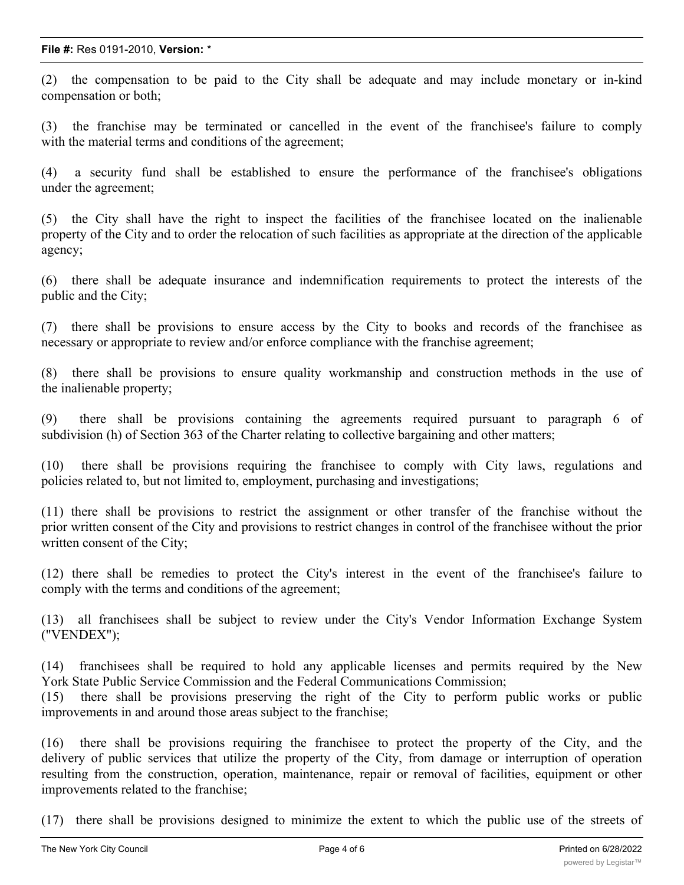(2) the compensation to be paid to the City shall be adequate and may include monetary or in-kind compensation or both;

(3) the franchise may be terminated or cancelled in the event of the franchisee's failure to comply with the material terms and conditions of the agreement;

(4) a security fund shall be established to ensure the performance of the franchisee's obligations under the agreement;

(5) the City shall have the right to inspect the facilities of the franchisee located on the inalienable property of the City and to order the relocation of such facilities as appropriate at the direction of the applicable agency;

(6) there shall be adequate insurance and indemnification requirements to protect the interests of the public and the City;

(7) there shall be provisions to ensure access by the City to books and records of the franchisee as necessary or appropriate to review and/or enforce compliance with the franchise agreement;

(8) there shall be provisions to ensure quality workmanship and construction methods in the use of the inalienable property;

(9) there shall be provisions containing the agreements required pursuant to paragraph 6 of subdivision (h) of Section 363 of the Charter relating to collective bargaining and other matters;

(10) there shall be provisions requiring the franchisee to comply with City laws, regulations and policies related to, but not limited to, employment, purchasing and investigations;

(11) there shall be provisions to restrict the assignment or other transfer of the franchise without the prior written consent of the City and provisions to restrict changes in control of the franchisee without the prior written consent of the City;

(12) there shall be remedies to protect the City's interest in the event of the franchisee's failure to comply with the terms and conditions of the agreement;

(13) all franchisees shall be subject to review under the City's Vendor Information Exchange System ("VENDEX");

(14) franchisees shall be required to hold any applicable licenses and permits required by the New York State Public Service Commission and the Federal Communications Commission;

(15) there shall be provisions preserving the right of the City to perform public works or public improvements in and around those areas subject to the franchise;

(16) there shall be provisions requiring the franchisee to protect the property of the City, and the delivery of public services that utilize the property of the City, from damage or interruption of operation resulting from the construction, operation, maintenance, repair or removal of facilities, equipment or other improvements related to the franchise;

(17) there shall be provisions designed to minimize the extent to which the public use of the streets of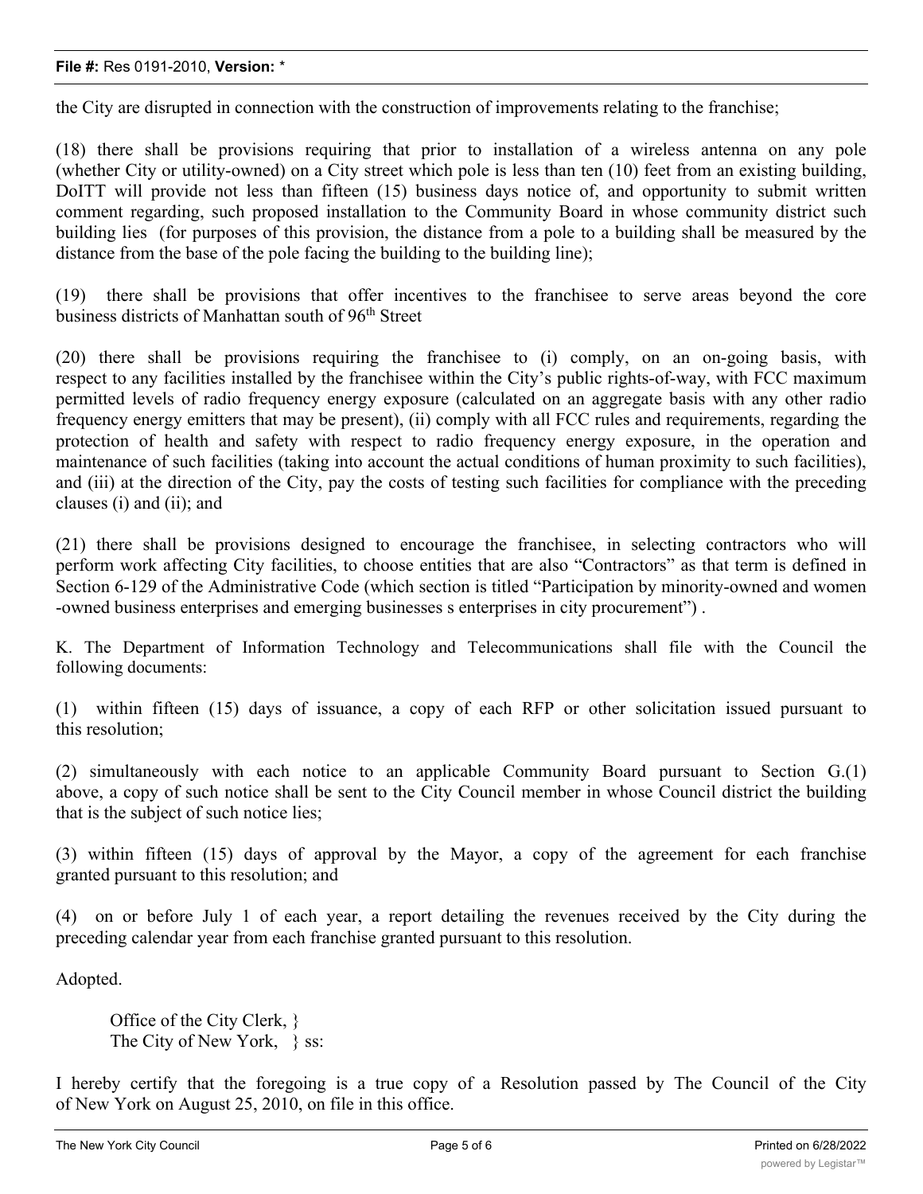the City are disrupted in connection with the construction of improvements relating to the franchise;

(18) there shall be provisions requiring that prior to installation of a wireless antenna on any pole (whether City or utility-owned) on a City street which pole is less than ten (10) feet from an existing building, DoITT will provide not less than fifteen (15) business days notice of, and opportunity to submit written comment regarding, such proposed installation to the Community Board in whose community district such building lies (for purposes of this provision, the distance from a pole to a building shall be measured by the distance from the base of the pole facing the building to the building line);

(19) there shall be provisions that offer incentives to the franchisee to serve areas beyond the core business districts of Manhattan south of 96th Street

(20) there shall be provisions requiring the franchisee to (i) comply, on an on-going basis, with respect to any facilities installed by the franchisee within the City's public rights-of-way, with FCC maximum permitted levels of radio frequency energy exposure (calculated on an aggregate basis with any other radio frequency energy emitters that may be present), (ii) comply with all FCC rules and requirements, regarding the protection of health and safety with respect to radio frequency energy exposure, in the operation and maintenance of such facilities (taking into account the actual conditions of human proximity to such facilities), and (iii) at the direction of the City, pay the costs of testing such facilities for compliance with the preceding clauses (i) and (ii); and

(21) there shall be provisions designed to encourage the franchisee, in selecting contractors who will perform work affecting City facilities, to choose entities that are also "Contractors" as that term is defined in Section 6-129 of the Administrative Code (which section is titled "Participation by minority-owned and women -owned business enterprises and emerging businesses s enterprises in city procurement") .

K. The Department of Information Technology and Telecommunications shall file with the Council the following documents:

(1) within fifteen (15) days of issuance, a copy of each RFP or other solicitation issued pursuant to this resolution;

(2) simultaneously with each notice to an applicable Community Board pursuant to Section G.(1) above, a copy of such notice shall be sent to the City Council member in whose Council district the building that is the subject of such notice lies;

(3) within fifteen (15) days of approval by the Mayor, a copy of the agreement for each franchise granted pursuant to this resolution; and

(4) on or before July 1 of each year, a report detailing the revenues received by the City during the preceding calendar year from each franchise granted pursuant to this resolution.

Adopted.

Office of the City Clerk, }
The City of New York, } ss:

I hereby certify that the foregoing is a true copy of a Resolution passed by The Council of the City of New York on August 25, 2010, on file in this office.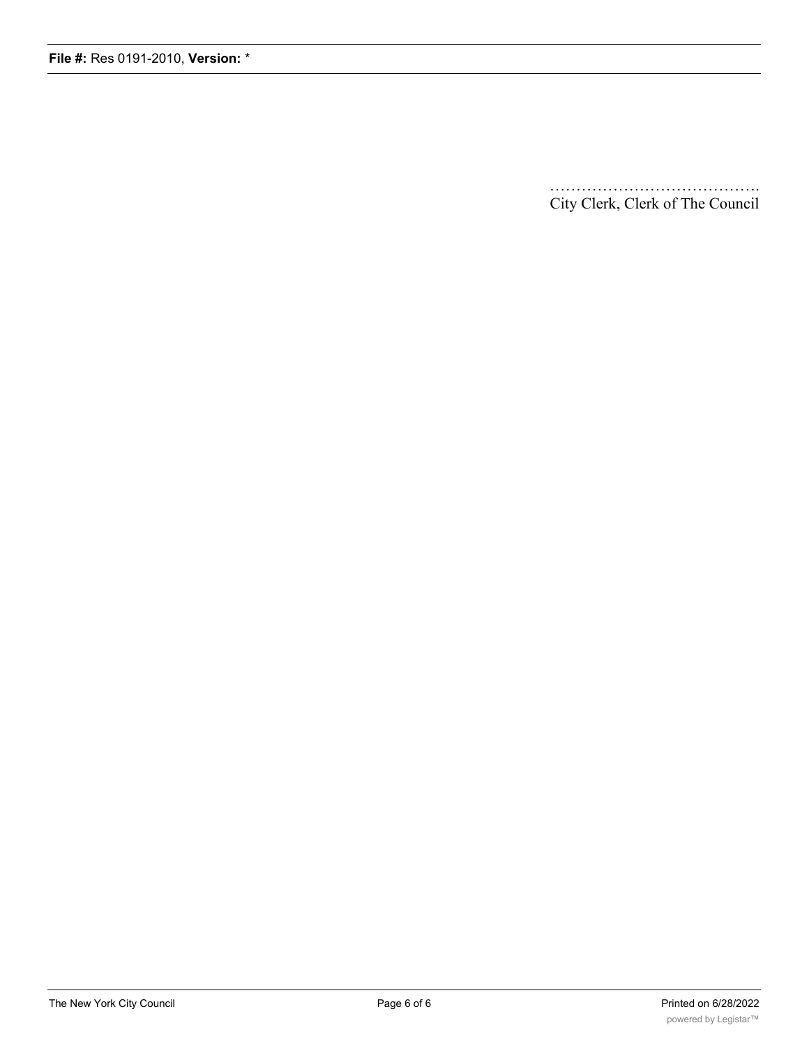…………………………………….
City Clerk, Clerk of The Council